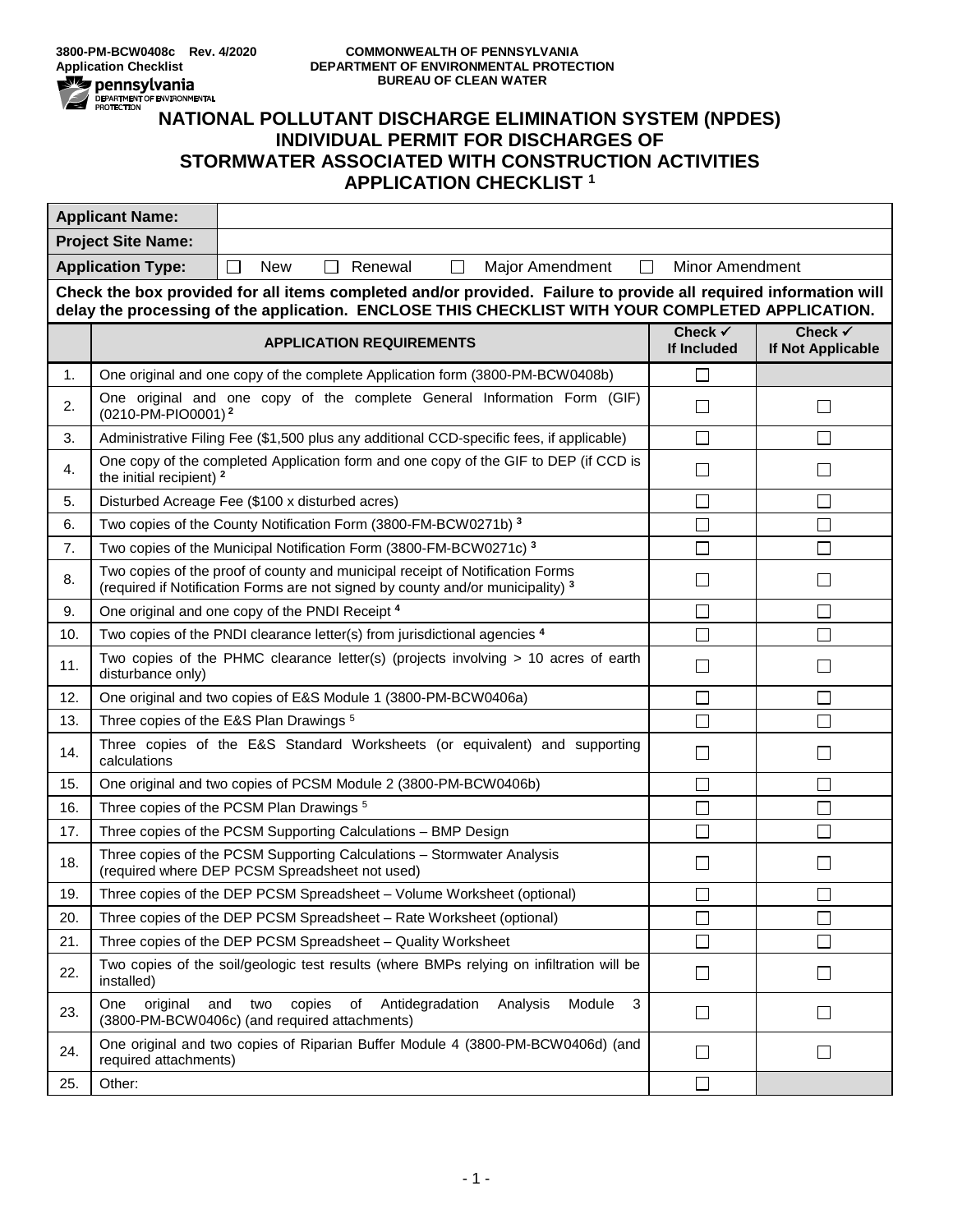3800-PM-BCW0408c Rev. 4/2020
Application Checklist

COMMONWEALTH OF PENNSYLVANIA
DEPARTMENT OF ENVIRONMENTAL PROTECTION
BUREAU OF CLEAN WATER

# NATIONAL POLLUTANT DISCHARGE ELIMINATION SYSTEM (NPDES) INDIVIDUAL PERMIT FOR DISCHARGES OF STORMWATER ASSOCIATED WITH CONSTRUCTION ACTIVITIES APPLICATION CHECKLIST [1]

| **Applicant Name:** | |
|---|---|
| **Project Site Name:** | |
| **Application Type:** | ☐ New ☐ Renewal ☐ Major Amendment ☐ Minor Amendment |

**Check the box provided for all items completed and/or provided. Failure to provide all required information will delay the processing of the application. ENCLOSE THIS CHECKLIST WITH YOUR COMPLETED APPLICATION.**

| | APPLICATION REQUIREMENTS | Check ✓ If Included | Check ✓ If Not Applicable |
|---|---|---|---|
| 1. | One original and one copy of the complete Application form (3800-PM-BCW0408b) | ☐ | |
| 2. | One original and one copy of the complete General Information Form (GIF) (0210-PM-PIO0001) [2] | ☐ | ☐ |
| 3. | Administrative Filing Fee ($1,500 plus any additional CCD-specific fees, if applicable) | ☐ | ☐ |
| 4. | One copy of the completed Application form and one copy of the GIF to DEP (if CCD is the initial recipient) [2] | ☐ | ☐ |
| 5. | Disturbed Acreage Fee ($100 x disturbed acres) | ☐ | ☐ |
| 6. | Two copies of the County Notification Form (3800-FM-BCW0271b) [3] | ☐ | ☐ |
| 7. | Two copies of the Municipal Notification Form (3800-FM-BCW0271c) [3] | ☐ | ☐ |
| 8. | Two copies of the proof of county and municipal receipt of Notification Forms (required if Notification Forms are not signed by county and/or municipality) [3] | ☐ | ☐ |
| 9. | One original and one copy of the PNDI Receipt [4] | ☐ | ☐ |
| 10. | Two copies of the PNDI clearance letter(s) from jurisdictional agencies [4] | ☐ | ☐ |
| 11. | Two copies of the PHMC clearance letter(s) (projects involving > 10 acres of earth disturbance only) | ☐ | ☐ |
| 12. | One original and two copies of E&S Module 1 (3800-PM-BCW0406a) | ☐ | ☐ |
| 13. | Three copies of the E&S Plan Drawings [5] | ☐ | ☐ |
| 14. | Three copies of the E&S Standard Worksheets (or equivalent) and supporting calculations | ☐ | ☐ |
| 15. | One original and two copies of PCSM Module 2 (3800-PM-BCW0406b) | ☐ | ☐ |
| 16. | Three copies of the PCSM Plan Drawings [5] | ☐ | ☐ |
| 17. | Three copies of the PCSM Supporting Calculations – BMP Design | ☐ | ☐ |
| 18. | Three copies of the PCSM Supporting Calculations – Stormwater Analysis (required where DEP PCSM Spreadsheet not used) | ☐ | ☐ |
| 19. | Three copies of the DEP PCSM Spreadsheet – Volume Worksheet (optional) | ☐ | ☐ |
| 20. | Three copies of the DEP PCSM Spreadsheet – Rate Worksheet (optional) | ☐ | ☐ |
| 21. | Three copies of the DEP PCSM Spreadsheet – Quality Worksheet | ☐ | ☐ |
| 22. | Two copies of the soil/geologic test results (where BMPs relying on infiltration will be installed) | ☐ | ☐ |
| 23. | One original and two copies of Antidegradation Analysis Module 3 (3800-PM-BCW0406c) (and required attachments) | ☐ | ☐ |
| 24. | One original and two copies of Riparian Buffer Module 4 (3800-PM-BCW0406d) (and required attachments) | ☐ | ☐ |
| 25. | Other: | ☐ | |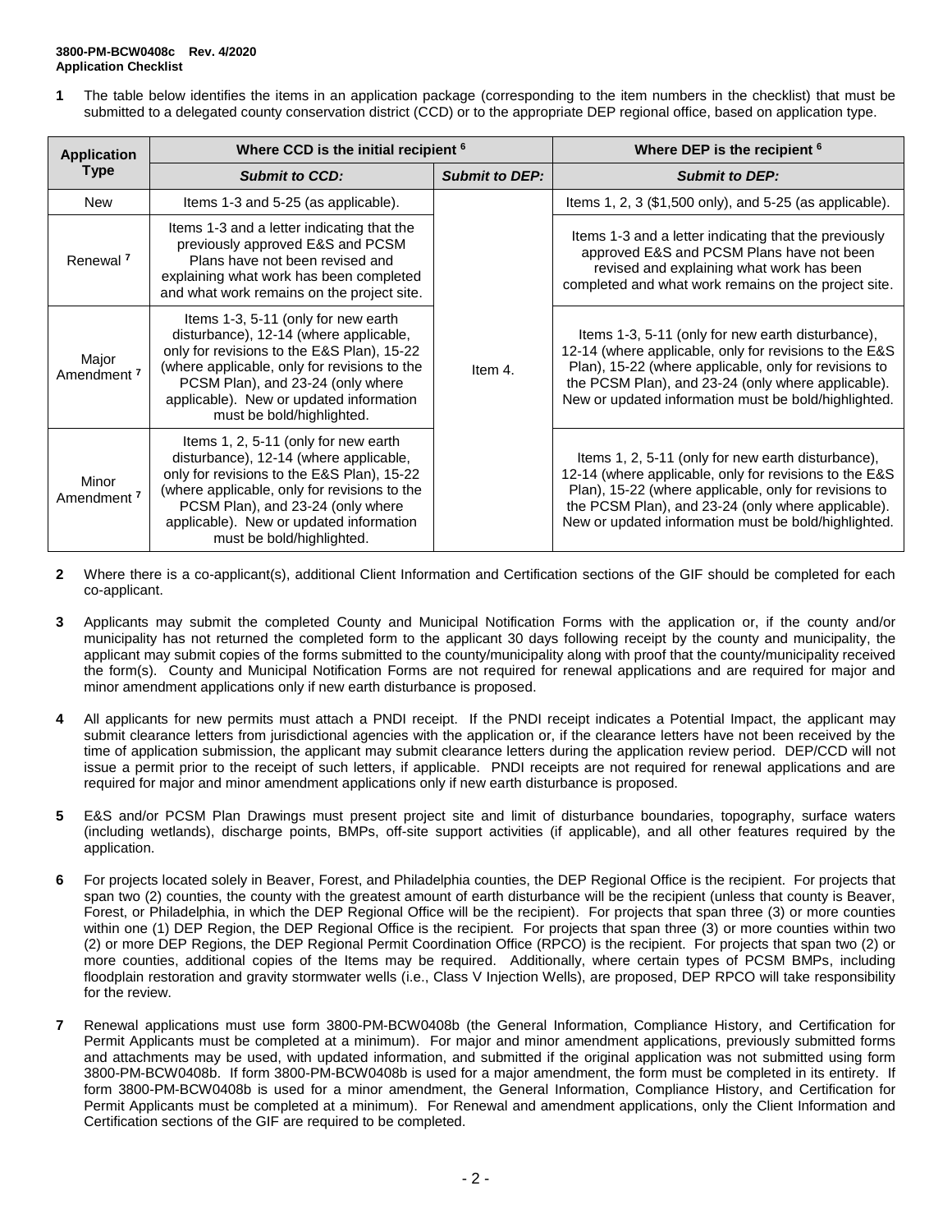**3800-PM-BCW0408c Rev. 4/2020**
**Application Checklist**

**1** The table below identifies the items in an application package (corresponding to the item numbers in the checklist) that must be submitted to a delegated county conservation district (CCD) or to the appropriate DEP regional office, based on application type.

| Application Type | Where CCD is the initial recipient [6] | | Where DEP is the recipient [6] |
|---|---|---|---|
| | ***Submit to CCD:*** | ***Submit to DEP:*** | ***Submit to DEP:*** |
| New | Items 1-3 and 5-25 (as applicable). | Item 4. | Items 1, 2, 3 ($1,500 only), and 5-25 (as applicable). |
| Renewal [7] | Items 1-3 and a letter indicating that the previously approved E&S and PCSM Plans have not been revised and explaining what work has been completed and what work remains on the project site. | | Items 1-3 and a letter indicating that the previously approved E&S and PCSM Plans have not been revised and explaining what work has been completed and what work remains on the project site. |
| Major Amendment [7] | Items 1-3, 5-11 (only for new earth disturbance), 12-14 (where applicable, only for revisions to the E&S Plan), 15-22 (where applicable, only for revisions to the PCSM Plan), and 23-24 (only where applicable). New or updated information must be bold/highlighted. | | Items 1-3, 5-11 (only for new earth disturbance), 12-14 (where applicable, only for revisions to the E&S Plan), 15-22 (where applicable, only for revisions to the PCSM Plan), and 23-24 (only where applicable). New or updated information must be bold/highlighted. |
| Minor Amendment [7] | Items 1, 2, 5-11 (only for new earth disturbance), 12-14 (where applicable, only for revisions to the E&S Plan), 15-22 (where applicable, only for revisions to the PCSM Plan), and 23-24 (only where applicable). New or updated information must be bold/highlighted. | | Items 1, 2, 5-11 (only for new earth disturbance), 12-14 (where applicable, only for revisions to the E&S Plan), 15-22 (where applicable, only for revisions to the PCSM Plan), and 23-24 (only where applicable). New or updated information must be bold/highlighted. |

**2** Where there is a co-applicant(s), additional Client Information and Certification sections of the GIF should be completed for each co-applicant.

**3** Applicants may submit the completed County and Municipal Notification Forms with the application or, if the county and/or municipality has not returned the completed form to the applicant 30 days following receipt by the county and municipality, the applicant may submit copies of the forms submitted to the county/municipality along with proof that the county/municipality received the form(s). County and Municipal Notification Forms are not required for renewal applications and are required for major and minor amendment applications only if new earth disturbance is proposed.

**4** All applicants for new permits must attach a PNDI receipt. If the PNDI receipt indicates a Potential Impact, the applicant may submit clearance letters from jurisdictional agencies with the application or, if the clearance letters have not been received by the time of application submission, the applicant may submit clearance letters during the application review period. DEP/CCD will not issue a permit prior to the receipt of such letters, if applicable. PNDI receipts are not required for renewal applications and are required for major and minor amendment applications only if new earth disturbance is proposed.

**5** E&S and/or PCSM Plan Drawings must present project site and limit of disturbance boundaries, topography, surface waters (including wetlands), discharge points, BMPs, off-site support activities (if applicable), and all other features required by the application.

**6** For projects located solely in Beaver, Forest, and Philadelphia counties, the DEP Regional Office is the recipient. For projects that span two (2) counties, the county with the greatest amount of earth disturbance will be the recipient (unless that county is Beaver, Forest, or Philadelphia, in which the DEP Regional Office will be the recipient). For projects that span three (3) or more counties within one (1) DEP Region, the DEP Regional Office is the recipient. For projects that span three (3) or more counties within two (2) or more DEP Regions, the DEP Regional Permit Coordination Office (RPCO) is the recipient. For projects that span two (2) or more counties, additional copies of the Items may be required. Additionally, where certain types of PCSM BMPs, including floodplain restoration and gravity stormwater wells (i.e., Class V Injection Wells), are proposed, DEP RPCO will take responsibility for the review.

**7** Renewal applications must use form 3800-PM-BCW0408b (the General Information, Compliance History, and Certification for Permit Applicants must be completed at a minimum). For major and minor amendment applications, previously submitted forms and attachments may be used, with updated information, and submitted if the original application was not submitted using form 3800-PM-BCW0408b. If form 3800-PM-BCW0408b is used for a major amendment, the form must be completed in its entirety. If form 3800-PM-BCW0408b is used for a minor amendment, the General Information, Compliance History, and Certification for Permit Applicants must be completed at a minimum). For Renewal and amendment applications, only the Client Information and Certification sections of the GIF are required to be completed.